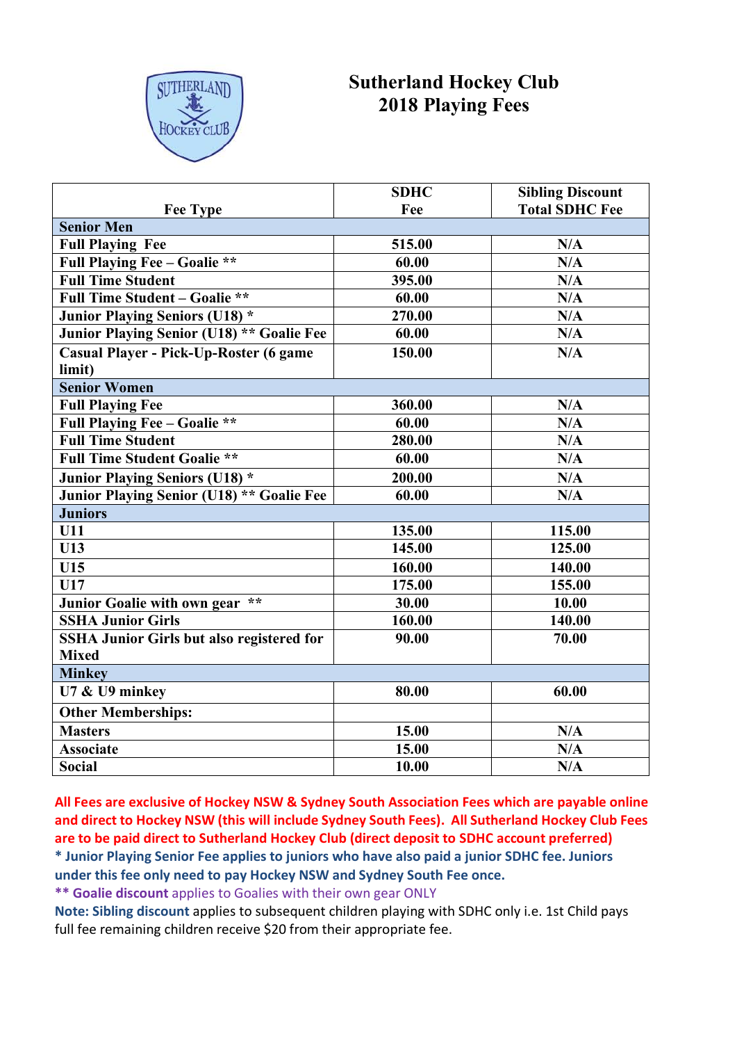# Sutherland Hockey Club
## 2018 Playing Fees

| Fee Type | SDHC Fee | Sibling Discount Total SDHC Fee |
|---|---|---|
| **Senior Men** | | |
| Full Playing Fee | 515.00 | N/A |
| Full Playing Fee – Goalie ** | 60.00 | N/A |
| Full Time Student | 395.00 | N/A |
| Full Time Student – Goalie ** | 60.00 | N/A |
| Junior Playing Seniors (U18) * | 270.00 | N/A |
| Junior Playing Senior (U18) ** Goalie Fee | 60.00 | N/A |
| Casual Player - Pick-Up-Roster (6 game limit) | 150.00 | N/A |
| **Senior Women** | | |
| Full Playing Fee | 360.00 | N/A |
| Full Playing Fee – Goalie ** | 60.00 | N/A |
| Full Time Student | 280.00 | N/A |
| Full Time Student Goalie ** | 60.00 | N/A |
| Junior Playing Seniors (U18) * | 200.00 | N/A |
| Junior Playing Senior (U18) ** Goalie Fee | 60.00 | N/A |
| **Juniors** | | |
| U11 | 135.00 | 115.00 |
| U13 | 145.00 | 125.00 |
| U15 | 160.00 | 140.00 |
| U17 | 175.00 | 155.00 |
| Junior Goalie with own gear ** | 30.00 | 10.00 |
| SSHA Junior Girls | 160.00 | 140.00 |
| SSHA Junior Girls but also registered for Mixed | 90.00 | 70.00 |
| **Minkey** | | |
| U7 & U9 minkey | 80.00 | 60.00 |
| Other Memberships: | | |
| Masters | 15.00 | N/A |
| Associate | 15.00 | N/A |
| Social | 10.00 | N/A |

**All Fees are exclusive of Hockey NSW & Sydney South Association Fees which are payable online and direct to Hockey NSW (this will include Sydney South Fees). All Sutherland Hockey Club Fees are to be paid direct to Sutherland Hockey Club (direct deposit to SDHC account preferred)**

**\* Junior Playing Senior Fee applies to juniors who have also paid a junior SDHC fee. Juniors under this fee only need to pay Hockey NSW and Sydney South Fee once.**

**\*\* Goalie discount** applies to Goalies with their own gear ONLY

**Note: Sibling discount** applies to subsequent children playing with SDHC only i.e. 1st Child pays full fee remaining children receive $20 from their appropriate fee.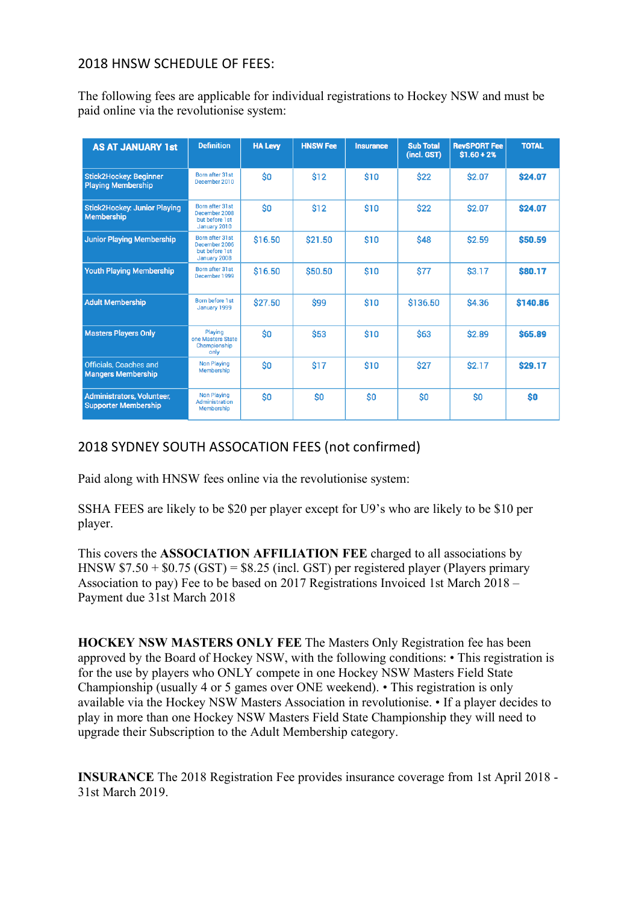## 2018 HNSW SCHEDULE OF FEES:

The following fees are applicable for individual registrations to Hockey NSW and must be paid online via the revolutionise system:

| AS AT JANUARY 1st | Definition | HA Levy | HNSW Fee | Insurance | Sub Total (incl. GST) | RevSPORT Fee $1.60 + 2% | TOTAL |
|---|---|---|---|---|---|---|---|
| Stick2Hockey: Beginner Playing Membership | Born after 31st December 2010 | $0 | $12 | $10 | $22 | $2.07 | **$24.07** |
| Stick2Hockey: Junior Playing Membership | Born after 31st December 2008 but before 1st January 2010 | $0 | $12 | $10 | $22 | $2.07 | **$24.07** |
| Junior Playing Membership | Born after 31st December 2006 but before 1st January 2008 | $16.50 | $21.50 | $10 | $48 | $2.59 | **$50.59** |
| Youth Playing Membership | Born after 31st December 1999 | $16.50 | $50.50 | $10 | $77 | $3.17 | **$80.17** |
| Adult Membership | Born before 1st January 1999 | $27.50 | $99 | $10 | $136.50 | $4.36 | **$140.86** |
| Masters Players Only | Playing one Masters State Championship only | $0 | $53 | $10 | $63 | $2.89 | **$65.89** |
| Officials, Coaches and Mangers Membership | Non Playing Membership | $0 | $17 | $10 | $27 | $2.17 | **$29.17** |
| Administrators, Volunteer, Supporter Membership | Non Playing Administration Membership | $0 | $0 | $0 | $0 | $0 | **$0** |

## 2018 SYDNEY SOUTH ASSOCATION FEES (not confirmed)

Paid along with HNSW fees online via the revolutionise system:

SSHA FEES are likely to be $20 per player except for U9's who are likely to be $10 per player.

This covers the **ASSOCIATION AFFILIATION FEE** charged to all associations by HNSW $7.50 + $0.75 (GST) = $8.25 (incl. GST) per registered player (Players primary Association to pay) Fee to be based on 2017 Registrations Invoiced 1st March 2018 – Payment due 31st March 2018

**HOCKEY NSW MASTERS ONLY FEE** The Masters Only Registration fee has been approved by the Board of Hockey NSW, with the following conditions: • This registration is for the use by players who ONLY compete in one Hockey NSW Masters Field State Championship (usually 4 or 5 games over ONE weekend). • This registration is only available via the Hockey NSW Masters Association in revolutionise. • If a player decides to play in more than one Hockey NSW Masters Field State Championship they will need to upgrade their Subscription to the Adult Membership category.

**INSURANCE** The 2018 Registration Fee provides insurance coverage from 1st April 2018 - 31st March 2019.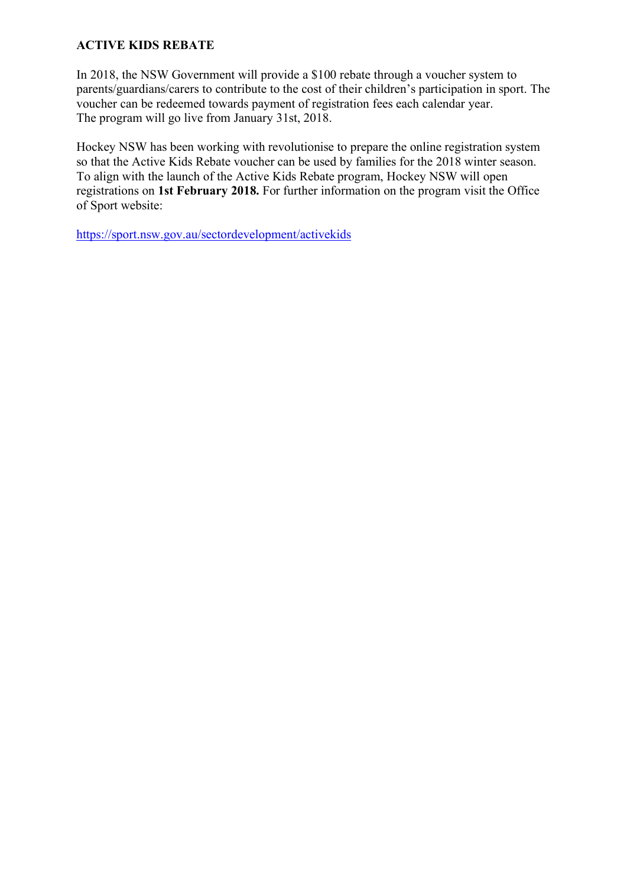**ACTIVE KIDS REBATE**

In 2018, the NSW Government will provide a $100 rebate through a voucher system to parents/guardians/carers to contribute to the cost of their children's participation in sport. The voucher can be redeemed towards payment of registration fees each calendar year.
The program will go live from January 31st, 2018.

Hockey NSW has been working with revolutionise to prepare the online registration system so that the Active Kids Rebate voucher can be used by families for the 2018 winter season. To align with the launch of the Active Kids Rebate program, Hockey NSW will open registrations on **1st February 2018.** For further information on the program visit the Office of Sport website:

https://sport.nsw.gov.au/sectordevelopment/activekids